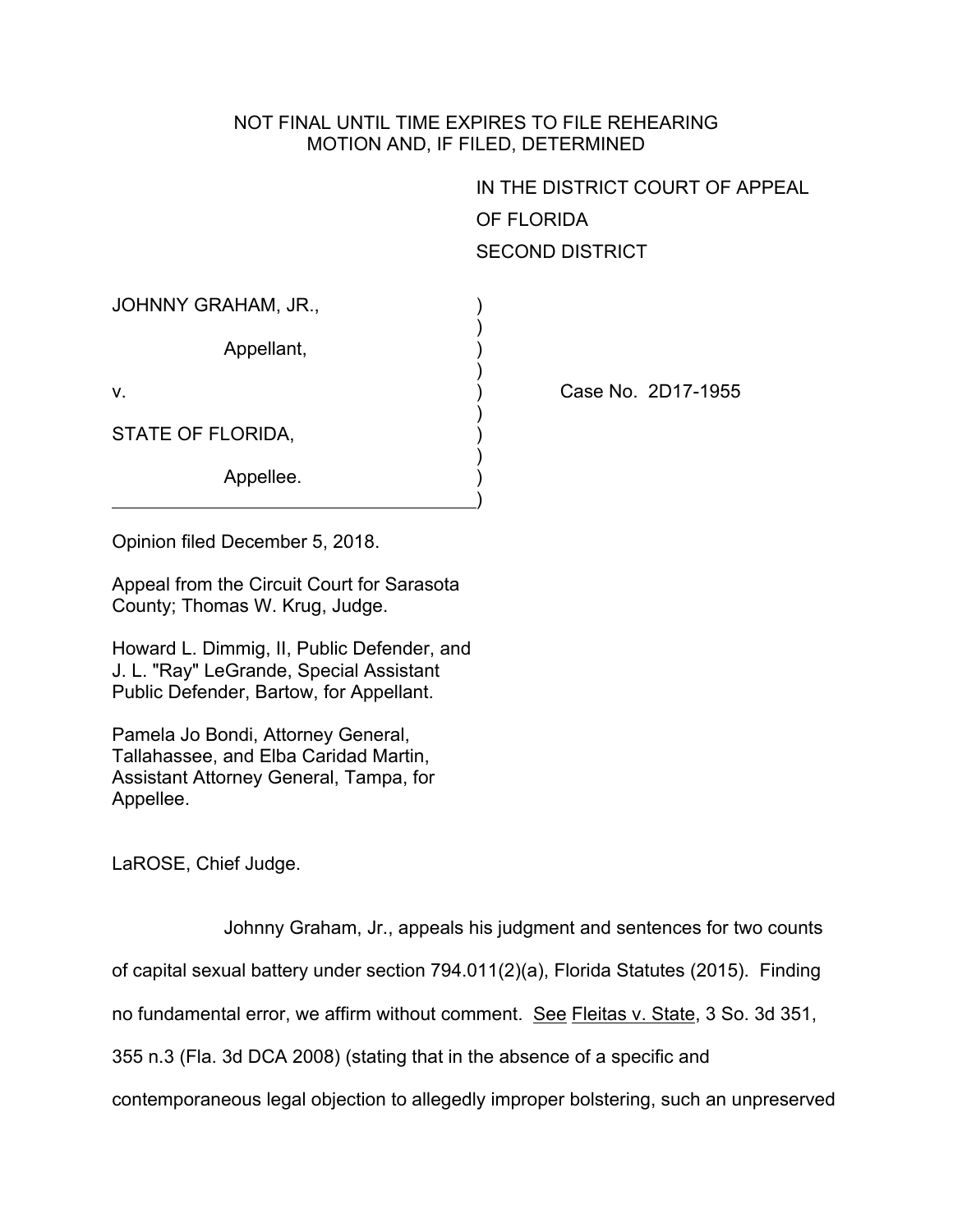NOT FINAL UNTIL TIME EXPIRES TO FILE REHEARING MOTION AND, IF FILED, DETERMINED

IN THE DISTRICT COURT OF APPEAL
OF FLORIDA
SECOND DISTRICT

JOHNNY GRAHAM, JR.,

Appellant,

v.

STATE OF FLORIDA,

Appellee.

Case No. 2D17-1955

Opinion filed December 5, 2018.

Appeal from the Circuit Court for Sarasota County; Thomas W. Krug, Judge.

Howard L. Dimmig, II, Public Defender, and J. L. "Ray" LeGrande, Special Assistant Public Defender, Bartow, for Appellant.

Pamela Jo Bondi, Attorney General, Tallahassee, and Elba Caridad Martin, Assistant Attorney General, Tampa, for Appellee.

LaROSE, Chief Judge.

Johnny Graham, Jr., appeals his judgment and sentences for two counts of capital sexual battery under section 794.011(2)(a), Florida Statutes (2015). Finding no fundamental error, we affirm without comment. See Fleitas v. State, 3 So. 3d 351, 355 n.3 (Fla. 3d DCA 2008) (stating that in the absence of a specific and contemporaneous legal objection to allegedly improper bolstering, such an unpreserved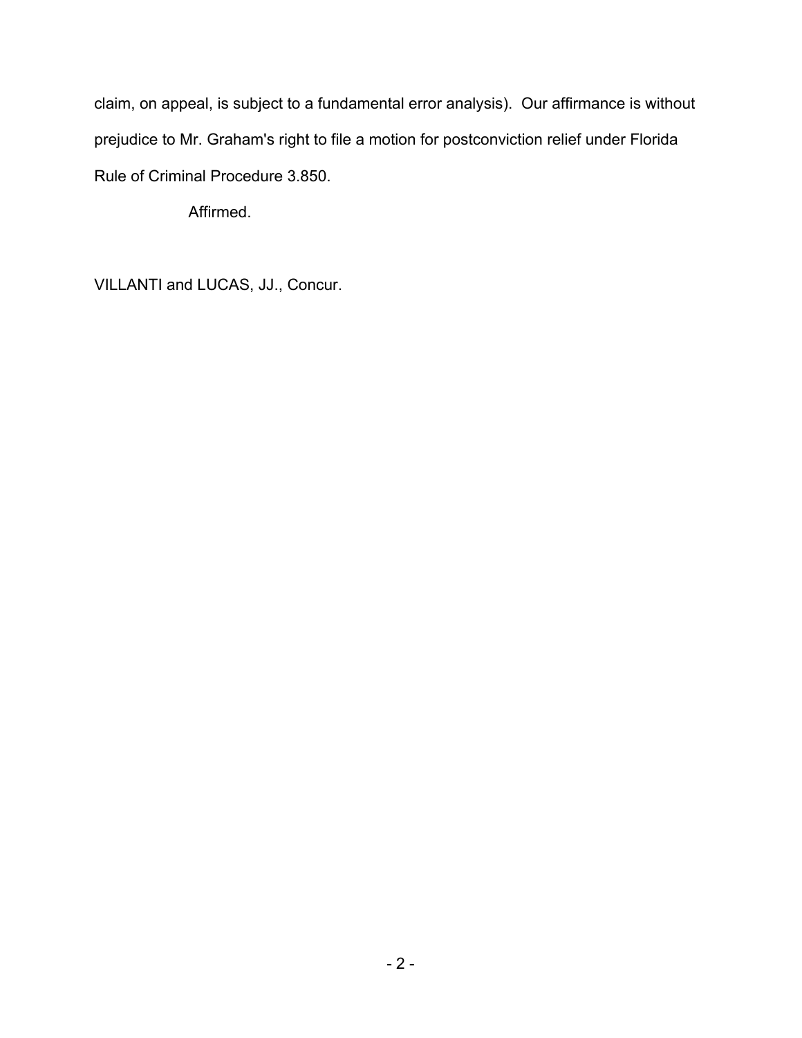claim, on appeal, is subject to a fundamental error analysis). Our affirmance is without prejudice to Mr. Graham's right to file a motion for postconviction relief under Florida Rule of Criminal Procedure 3.850.

Affirmed.

VILLANTI and LUCAS, JJ., Concur.